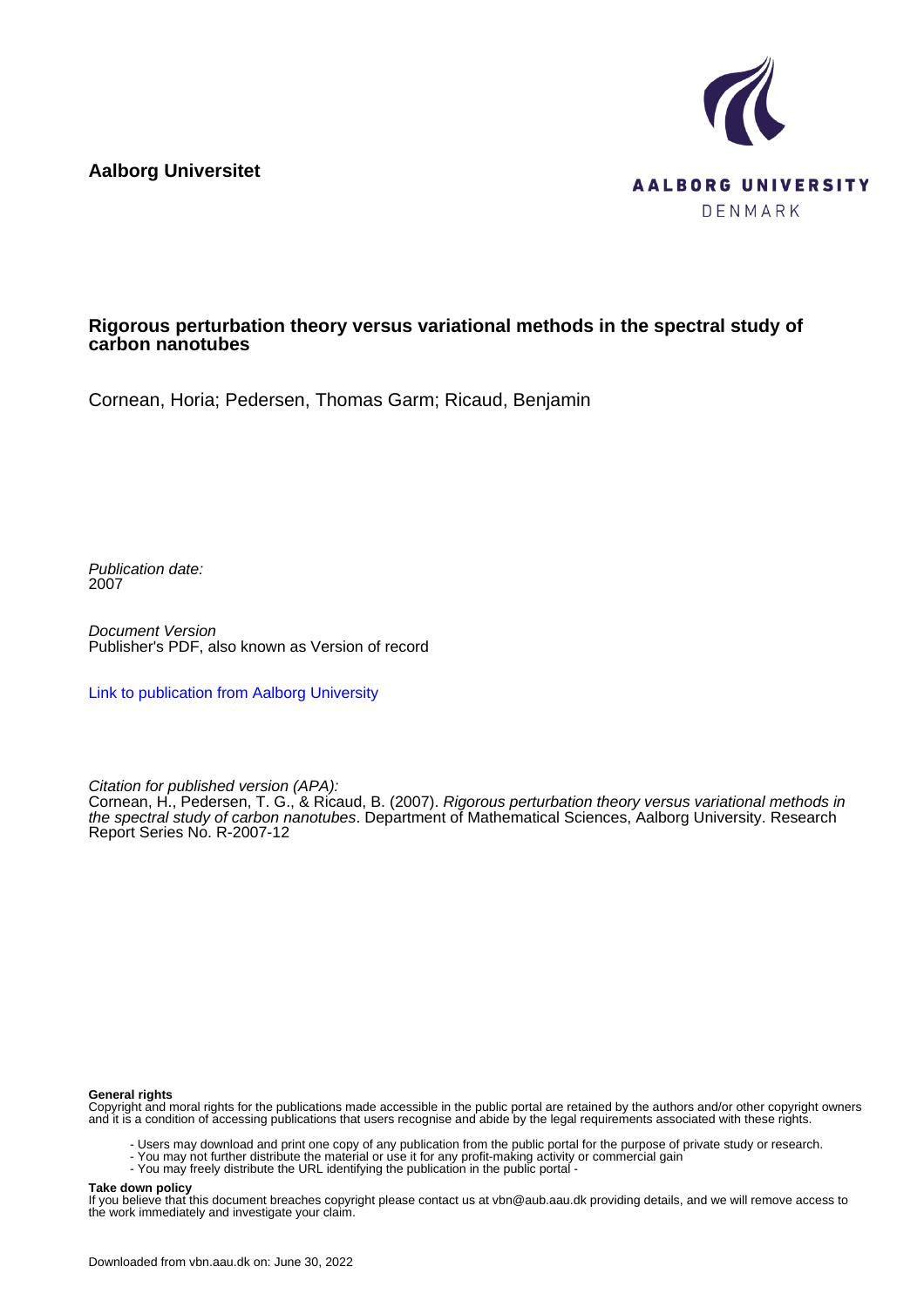**Aalborg Universitet**

AALBORG UNIVERSITY
DENMARK

# Rigorous perturbation theory versus variational methods in the spectral study of carbon nanotubes

Cornean, Horia; Pedersen, Thomas Garm; Ricaud, Benjamin

*Publication date:*
2007

*Document Version*
Publisher's PDF, also known as Version of record

Link to publication from Aalborg University

*Citation for published version (APA):*
Cornean, H., Pedersen, T. G., & Ricaud, B. (2007). *Rigorous perturbation theory versus variational methods in the spectral study of carbon nanotubes*. Department of Mathematical Sciences, Aalborg University. Research Report Series No. R-2007-12

**General rights**
Copyright and moral rights for the publications made accessible in the public portal are retained by the authors and/or other copyright owners and it is a condition of accessing publications that users recognise and abide by the legal requirements associated with these rights.

- Users may download and print one copy of any publication from the public portal for the purpose of private study or research.
- You may not further distribute the material or use it for any profit-making activity or commercial gain
- You may freely distribute the URL identifying the publication in the public portal -

**Take down policy**
If you believe that this document breaches copyright please contact us at vbn@aub.aau.dk providing details, and we will remove access to the work immediately and investigate your claim.

Downloaded from vbn.aau.dk on: June 30, 2022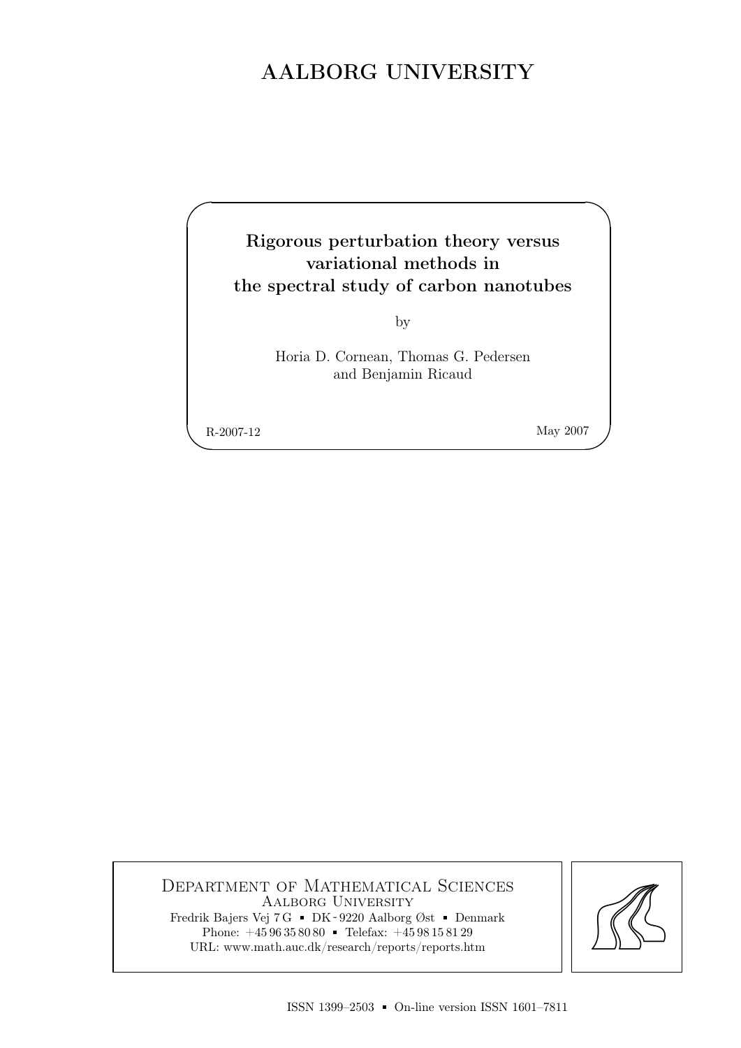# AALBORG UNIVERSITY

**Rigorous perturbation theory versus variational methods in the spectral study of carbon nanotubes**

by

Horia D. Cornean, Thomas G. Pedersen and Benjamin Ricaud

R-2007-12

May 2007

Department of Mathematical Sciences
Aalborg University
Fredrik Bajers Vej 7 G ▪ DK - 9220 Aalborg Øst ▪ Denmark
Phone: +45 96 35 80 80 ▪ Telefax: +45 98 15 81 29
URL: www.math.auc.dk/research/reports/reports.htm

ISSN 1399–2503 ▪ On-line version ISSN 1601–7811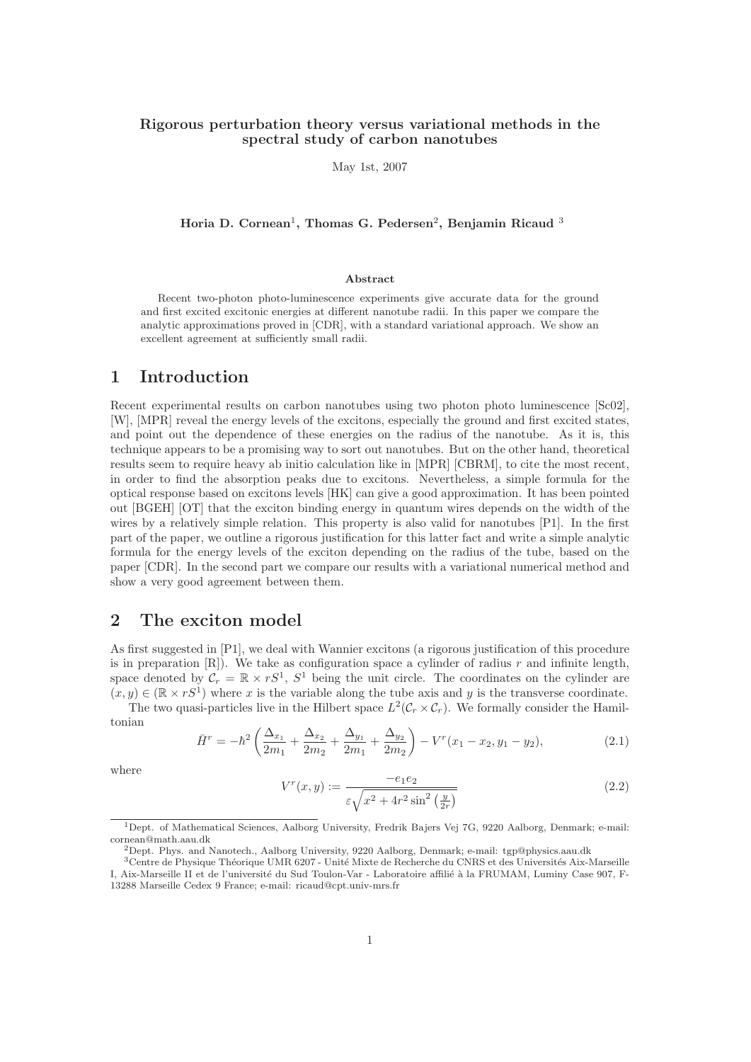**Rigorous perturbation theory versus variational methods in the spectral study of carbon nanotubes**

May 1st, 2007

**Horia D. Cornean[1], Thomas G. Pedersen[2], Benjamin Ricaud [3]**

**Abstract**

Recent two-photon photo-luminescence experiments give accurate data for the ground and first excited excitonic energies at different nanotube radii. In this paper we compare the analytic approximations proved in [CDR], with a standard variational approach. We show an excellent agreement at sufficiently small radii.

# 1 Introduction

Recent experimental results on carbon nanotubes using two photon photo luminescence [Sc02], [W], [MPR] reveal the energy levels of the excitons, especially the ground and first excited states, and point out the dependence of these energies on the radius of the nanotube. As it is, this technique appears to be a promising way to sort out nanotubes. But on the other hand, theoretical results seem to require heavy ab initio calculation like in [MPR] [CBRM], to cite the most recent, in order to find the absorption peaks due to excitons. Nevertheless, a simple formula for the optical response based on excitons levels [HK] can give a good approximation. It has been pointed out [BGEH] [OT] that the exciton binding energy in quantum wires depends on the width of the wires by a relatively simple relation. This property is also valid for nanotubes [P1]. In the first part of the paper, we outline a rigorous justification for this latter fact and write a simple analytic formula for the energy levels of the exciton depending on the radius of the tube, based on the paper [CDR]. In the second part we compare our results with a variational numerical method and show a very good agreement between them.

# 2 The exciton model

As first suggested in [P1], we deal with Wannier excitons (a rigorous justification of this procedure is in preparation [R]). We take as configuration space a cylinder of radius $r$ and infinite length, space denoted by $\mathcal{C}_r = \mathbb{R} \times rS^1$, $S^1$ being the unit circle. The coordinates on the cylinder are $(x, y) \in (\mathbb{R} \times rS^1)$ where $x$ is the variable along the tube axis and $y$ is the transverse coordinate.

The two quasi-particles live in the Hilbert space $L^2(\mathcal{C}_r \times \mathcal{C}_r)$. We formally consider the Hamiltonian

$$\tilde{H}^r = -\hbar^2 \left( \frac{\Delta_{x_1}}{2m_1} + \frac{\Delta_{x_2}}{2m_2} + \frac{\Delta_{y_1}}{2m_1} + \frac{\Delta_{y_2}}{2m_2} \right) - V^r(x_1 - x_2, y_1 - y_2), \tag{2.1}$$

where

$$V^r(x, y) := \frac{-e_1 e_2}{\varepsilon\sqrt{x^2 + 4r^2 \sin^2\left(\frac{y}{2r}\right)}} \tag{2.2}$$

[1] Dept. of Mathematical Sciences, Aalborg University, Fredrik Bajers Vej 7G, 9220 Aalborg, Denmark; e-mail: cornean@math.aau.dk

[2] Dept. Phys. and Nanotech., Aalborg University, 9220 Aalborg, Denmark; e-mail: tgp@physics.aau.dk

[3] Centre de Physique Théorique UMR 6207 - Unité Mixte de Recherche du CNRS et des Universités Aix-Marseille I, Aix-Marseille II et de l'université du Sud Toulon-Var - Laboratoire affilié à la FRUMAM, Luminy Case 907, F-13288 Marseille Cedex 9 France; e-mail: ricaud@cpt.univ-mrs.fr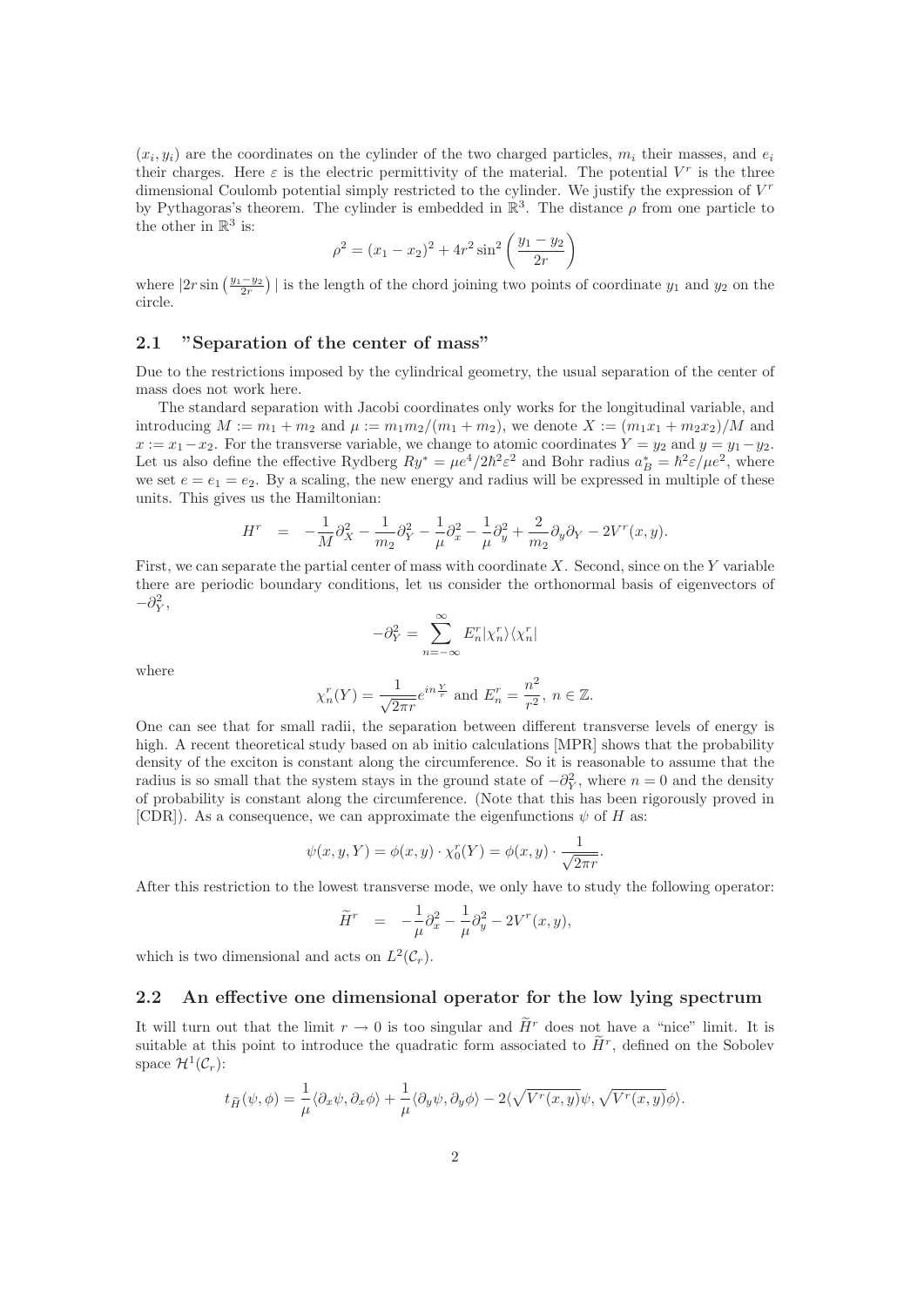$(x_i, y_i)$ are the coordinates on the cylinder of the two charged particles, $m_i$ their masses, and $e_i$ their charges. Here $\varepsilon$ is the electric permittivity of the material. The potential $V^r$ is the three dimensional Coulomb potential simply restricted to the cylinder. We justify the expression of $V^r$ by Pythagoras's theorem. The cylinder is embedded in $\mathbb{R}^3$. The distance $\rho$ from one particle to the other in $\mathbb{R}^3$ is:

$$\rho^2 = (x_1 - x_2)^2 + 4r^2 \sin^2\left(\frac{y_1 - y_2}{2r}\right)$$

where $|2r \sin\left(\frac{y_1-y_2}{2r}\right)|$ is the length of the chord joining two points of coordinate $y_1$ and $y_2$ on the circle.

## 2.1 "Separation of the center of mass"

Due to the restrictions imposed by the cylindrical geometry, the usual separation of the center of mass does not work here.

The standard separation with Jacobi coordinates only works for the longitudinal variable, and introducing $M := m_1 + m_2$ and $\mu := m_1 m_2/(m_1 + m_2)$, we denote $X := (m_1 x_1 + m_2 x_2)/M$ and $x := x_1 - x_2$. For the transverse variable, we change to atomic coordinates $Y = y_2$ and $y = y_1 - y_2$. Let us also define the effective Rydberg $Ry^* = \mu e^4/2\hbar^2\varepsilon^2$ and Bohr radius $a_B^* = \hbar^2\varepsilon/\mu e^2$, where we set $e = e_1 = e_2$. By a scaling, the new energy and radius will be expressed in multiple of these units. This gives us the Hamiltonian:

$$H^r \quad = \quad -\frac{1}{M}\partial_X^2 - \frac{1}{m_2}\partial_Y^2 - \frac{1}{\mu}\partial_x^2 - \frac{1}{\mu}\partial_y^2 + \frac{2}{m_2}\partial_y\partial_Y - 2V^r(x, y).$$

First, we can separate the partial center of mass with coordinate $X$. Second, since on the $Y$ variable there are periodic boundary conditions, let us consider the orthonormal basis of eigenvectors of $-\partial_Y^2$,

$$-\partial_Y^2 = \sum_{n=-\infty}^{\infty} E_n^r |\chi_n^r\rangle\langle\chi_n^r|$$

where

$$\chi_n^r(Y) = \frac{1}{\sqrt{2\pi r}} e^{in\frac{Y}{r}} \text{ and } E_n^r = \frac{n^2}{r^2},\ n \in \mathbb{Z}.$$

One can see that for small radii, the separation between different transverse levels of energy is high. A recent theoretical study based on ab initio calculations [MPR] shows that the probability density of the exciton is constant along the circumference. So it is reasonable to assume that the radius is so small that the system stays in the ground state of $-\partial_Y^2$, where $n = 0$ and the density of probability is constant along the circumference. (Note that this has been rigorously proved in [CDR]). As a consequence, we can approximate the eigenfunctions $\psi$ of $H$ as:

$$\psi(x, y, Y) = \phi(x, y) \cdot \chi_0^r(Y) = \phi(x, y) \cdot \frac{1}{\sqrt{2\pi r}}.$$

After this restriction to the lowest transverse mode, we only have to study the following operator:

$$\widetilde{H}^r \quad = \quad -\frac{1}{\mu}\partial_x^2 - \frac{1}{\mu}\partial_y^2 - 2V^r(x, y),$$

which is two dimensional and acts on $L^2(\mathcal{C}_r)$.

## 2.2 An effective one dimensional operator for the low lying spectrum

It will turn out that the limit $r \to 0$ is too singular and $\widetilde{H}^r$ does not have a "nice" limit. It is suitable at this point to introduce the quadratic form associated to $\widetilde{H}^r$, defined on the Sobolev space $\mathcal{H}^1(\mathcal{C}_r)$:

$$t_{\widetilde{H}}(\psi, \phi) = \frac{1}{\mu}\langle\partial_x\psi, \partial_x\phi\rangle + \frac{1}{\mu}\langle\partial_y\psi, \partial_y\phi\rangle - 2\langle\sqrt{V^r(x, y)}\psi, \sqrt{V^r(x, y)}\phi\rangle.$$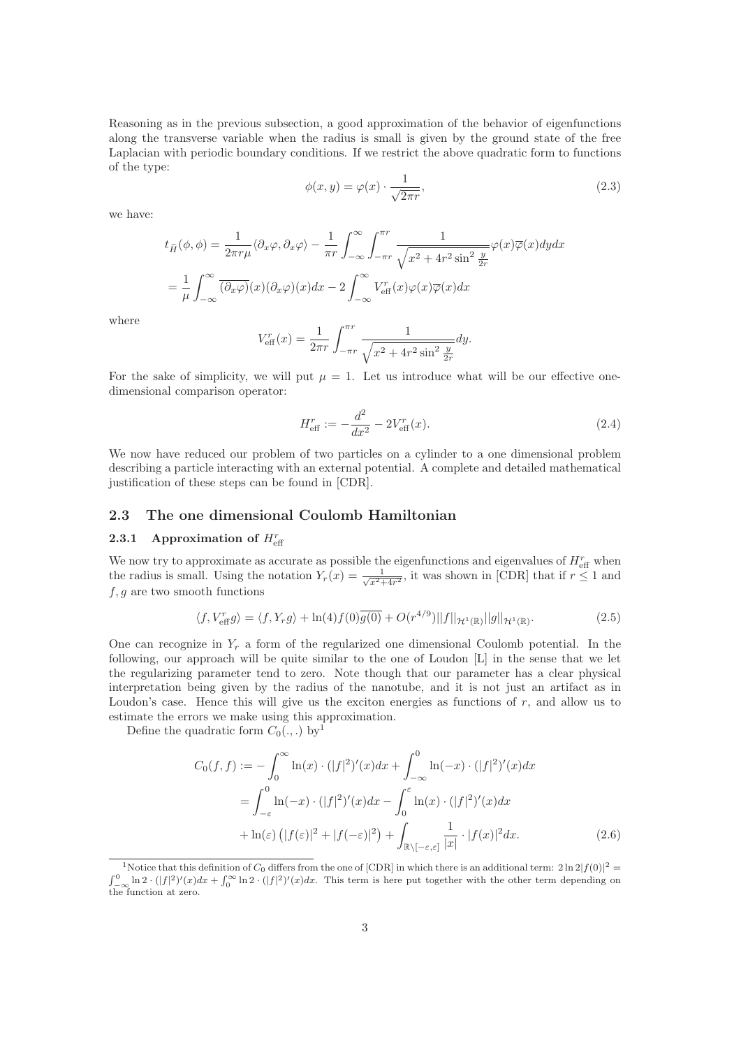Reasoning as in the previous subsection, a good approximation of the behavior of eigenfunctions along the transverse variable when the radius is small is given by the ground state of the free Laplacian with periodic boundary conditions. If we restrict the above quadratic form to functions of the type:

$$\phi(x,y) = \varphi(x) \cdot \frac{1}{\sqrt{2\pi r}}, \tag{2.3}$$

we have:

$$\begin{aligned}
t_{\widetilde{H}}(\phi,\phi) &= \frac{1}{2\pi r \mu}\langle \partial_x \varphi, \partial_x \varphi\rangle - \frac{1}{\pi r}\int_{-\infty}^{\infty}\int_{-\pi r}^{\pi r} \frac{1}{\sqrt{x^2 + 4r^2 \sin^2 \frac{y}{2r}}}\varphi(x)\overline{\varphi}(x) dy dx \\
&= \frac{1}{\mu}\int_{-\infty}^{\infty} \overline{(\partial_x \varphi)}(x)(\partial_x \varphi)(x) dx - 2\int_{-\infty}^{\infty} V_{\text{eff}}^r(x)\varphi(x)\overline{\varphi}(x) dx
\end{aligned}$$

where

$$V_{\text{eff}}^r(x) = \frac{1}{2\pi r}\int_{-\pi r}^{\pi r} \frac{1}{\sqrt{x^2 + 4r^2 \sin^2 \frac{y}{2r}}} dy.$$

For the sake of simplicity, we will put $\mu = 1$. Let us introduce what will be our effective one-dimensional comparison operator:

$$H_{\text{eff}}^r := -\frac{d^2}{dx^2} - 2V_{\text{eff}}^r(x). \tag{2.4}$$

We now have reduced our problem of two particles on a cylinder to a one dimensional problem describing a particle interacting with an external potential. A complete and detailed mathematical justification of these steps can be found in [CDR].

## 2.3 The one dimensional Coulomb Hamiltonian

### 2.3.1 Approximation of $H_{\text{eff}}^r$

We now try to approximate as accurate as possible the eigenfunctions and eigenvalues of $H_{\text{eff}}^r$ when the radius is small. Using the notation $Y_r(x) = \frac{1}{\sqrt{x^2+4r^2}}$, it was shown in [CDR] that if $r \le 1$ and $f, g$ are two smooth functions

$$\langle f, V_{\text{eff}}^r g\rangle = \langle f, Y_r g\rangle + \ln(4) f(0)\overline{g(0)} + O(r^{4/9})\|f\|_{\mathcal{H}^1(\mathbb{R})}\|g\|_{\mathcal{H}^1(\mathbb{R})}. \tag{2.5}$$

One can recognize in $Y_r$ a form of the regularized one dimensional Coulomb potential. In the following, our approach will be quite similar to the one of Loudon [L] in the sense that we let the regularizing parameter tend to zero. Note though that our parameter has a clear physical interpretation being given by the radius of the nanotube, and it is not just an artifact as in Loudon's case. Hence this will give us the exciton energies as functions of $r$, and allow us to estimate the errors we make using this approximation.

Define the quadratic form $C_0(.,.)$ by[1]

$$\begin{aligned}
C_0(f,f) &:= -\int_0^{\infty} \ln(x)\cdot (|f|^2)'(x) dx + \int_{-\infty}^0 \ln(-x)\cdot(|f|^2)'(x) dx \\
&= \int_{-\varepsilon}^0 \ln(-x)\cdot(|f|^2)'(x) dx - \int_0^{\varepsilon} \ln(x)\cdot(|f|^2)'(x) dx \\
&\quad + \ln(\varepsilon)\left(|f(\varepsilon)|^2 + |f(-\varepsilon)|^2\right) + \int_{\mathbb{R}\setminus[-\varepsilon,\varepsilon]} \frac{1}{|x|}\cdot |f(x)|^2 dx.
\end{aligned} \tag{2.6}$$

[1] Notice that this definition of $C_0$ differs from the one of [CDR] in which there is an additional term: $2\ln 2|f(0)|^2 = \int_{-\infty}^0 \ln 2 \cdot (|f|^2)'(x)dx + \int_0^{\infty} \ln 2\cdot(|f|^2)'(x)dx$. This term is here put together with the other term depending on the function at zero.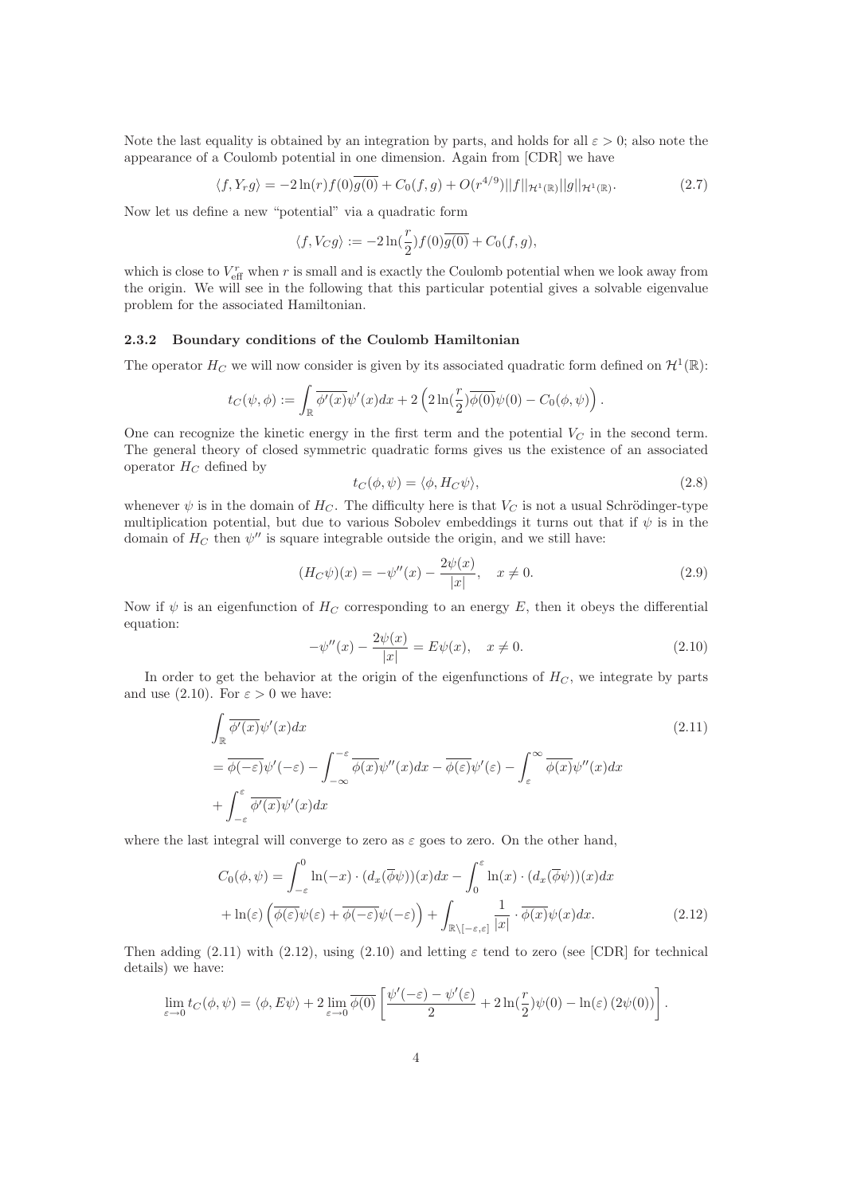Note the last equality is obtained by an integration by parts, and holds for all $\varepsilon > 0$; also note the appearance of a Coulomb potential in one dimension. Again from [CDR] we have

$$\langle f, Y_r g\rangle = -2\ln(r)f(0)\overline{g(0)} + C_0(f,g) + O(r^{4/9})||f||_{\mathcal{H}^1(\mathbb{R})}||g||_{\mathcal{H}^1(\mathbb{R})}. \tag{2.7}$$

Now let us define a new "potential" via a quadratic form

$$\langle f, V_C g\rangle := -2\ln(\frac{r}{2})f(0)\overline{g(0)} + C_0(f,g),$$

which is close to $V_{\text{eff}}^r$ when $r$ is small and is exactly the Coulomb potential when we look away from the origin. We will see in the following that this particular potential gives a solvable eigenvalue problem for the associated Hamiltonian.

### 2.3.2 Boundary conditions of the Coulomb Hamiltonian

The operator $H_C$ we will now consider is given by its associated quadratic form defined on $\mathcal{H}^1(\mathbb{R})$:

$$t_C(\psi,\phi) := \int_{\mathbb{R}} \overline{\phi'(x)}\psi'(x)dx + 2\left(2\ln(\frac{r}{2})\overline{\phi(0)}\psi(0) - C_0(\phi,\psi)\right).$$

One can recognize the kinetic energy in the first term and the potential $V_C$ in the second term. The general theory of closed symmetric quadratic forms gives us the existence of an associated operator $H_C$ defined by

$$t_C(\phi,\psi) = \langle \phi, H_C\psi\rangle, \tag{2.8}$$

whenever $\psi$ is in the domain of $H_C$. The difficulty here is that $V_C$ is not a usual Schrödinger-type multiplication potential, but due to various Sobolev embeddings it turns out that if $\psi$ is in the domain of $H_C$ then $\psi''$ is square integrable outside the origin, and we still have:

$$(H_C\psi)(x) = -\psi''(x) - \frac{2\psi(x)}{|x|}, \quad x \neq 0. \tag{2.9}$$

Now if $\psi$ is an eigenfunction of $H_C$ corresponding to an energy $E$, then it obeys the differential equation:

$$-\psi''(x) - \frac{2\psi(x)}{|x|} = E\psi(x), \quad x \neq 0. \tag{2.10}$$

In order to get the behavior at the origin of the eigenfunctions of $H_C$, we integrate by parts and use (2.10). For $\varepsilon > 0$ we have:

$$\begin{aligned}
&\int_{\mathbb{R}} \overline{\phi'(x)}\psi'(x)dx \\
&= \overline{\phi(-\varepsilon)}\psi'(-\varepsilon) - \int_{-\infty}^{-\varepsilon}\overline{\phi(x)}\psi''(x)dx - \overline{\phi(\varepsilon)}\psi'(\varepsilon) - \int_{\varepsilon}^{\infty}\overline{\phi(x)}\psi''(x)dx \\
&+ \int_{-\varepsilon}^{\varepsilon}\overline{\phi'(x)}\psi'(x)dx
\end{aligned} \tag{2.11}$$

where the last integral will converge to zero as $\varepsilon$ goes to zero. On the other hand,

$$\begin{aligned}
C_0(\phi,\psi) &= \int_{-\varepsilon}^{0}\ln(-x)\cdot(d_x(\overline{\phi}\psi))(x)dx - \int_{0}^{\varepsilon}\ln(x)\cdot(d_x(\overline{\phi}\psi))(x)dx \\
&+ \ln(\varepsilon)\left(\overline{\phi(\varepsilon)}\psi(\varepsilon) + \overline{\phi(-\varepsilon)}\psi(-\varepsilon)\right) + \int_{\mathbb{R}\setminus[-\varepsilon,\varepsilon]}\frac{1}{|x|}\cdot\overline{\phi(x)}\psi(x)dx.
\end{aligned} \tag{2.12}$$

Then adding (2.11) with (2.12), using (2.10) and letting $\varepsilon$ tend to zero (see [CDR] for technical details) we have:

$$\lim_{\varepsilon\to 0} t_C(\phi,\psi) = \langle \phi, E\psi\rangle + 2\lim_{\varepsilon\to 0}\overline{\phi(0)}\left[\frac{\psi'(-\varepsilon)-\psi'(\varepsilon)}{2} + 2\ln(\frac{r}{2})\psi(0) - \ln(\varepsilon)\left(2\psi(0)\right)\right].$$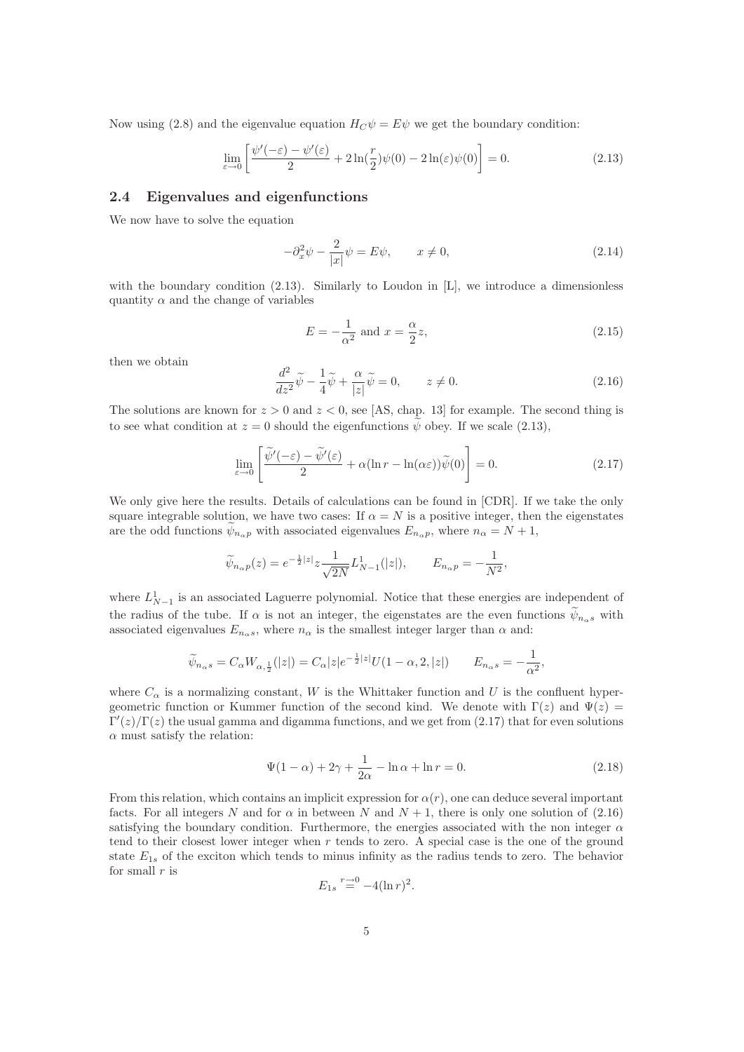Now using (2.8) and the eigenvalue equation $H_C\psi = E\psi$ we get the boundary condition:

$$\lim_{\varepsilon \to 0} \left[ \frac{\psi'(-\varepsilon) - \psi'(\varepsilon)}{2} + 2\ln(\frac{r}{2})\psi(0) - 2\ln(\varepsilon)\psi(0) \right] = 0. \tag{2.13}$$

### 2.4 Eigenvalues and eigenfunctions

We now have to solve the equation

$$-\partial_x^2 \psi - \frac{2}{|x|}\psi = E\psi, \qquad x \neq 0, \tag{2.14}$$

with the boundary condition (2.13). Similarly to Loudon in [L], we introduce a dimensionless quantity $\alpha$ and the change of variables

$$E = -\frac{1}{\alpha^2} \text{ and } x = \frac{\alpha}{2} z, \tag{2.15}$$

then we obtain

$$\frac{d^2}{dz^2}\widetilde{\psi} - \frac{1}{4}\widetilde{\psi} + \frac{\alpha}{|z|}\widetilde{\psi} = 0, \qquad z \neq 0. \tag{2.16}$$

The solutions are known for $z > 0$ and $z < 0$, see [AS, chap. 13] for example. The second thing is to see what condition at $z = 0$ should the eigenfunctions $\widetilde{\psi}$ obey. If we scale (2.13),

$$\lim_{\varepsilon \to 0} \left[ \frac{\widetilde{\psi}'(-\varepsilon) - \widetilde{\psi}'(\varepsilon)}{2} + \alpha(\ln r - \ln(\alpha\varepsilon))\widetilde{\psi}(0) \right] = 0. \tag{2.17}$$

We only give here the results. Details of calculations can be found in [CDR]. If we take the only square integrable solution, we have two cases: If $\alpha = N$ is a positive integer, then the eigenstates are the odd functions $\widetilde{\psi}_{n_\alpha p}$ with associated eigenvalues $E_{n_\alpha p}$, where $n_\alpha = N + 1$,

$$\widetilde{\psi}_{n_\alpha p}(z) = e^{-\frac{1}{2}|z|} z \frac{1}{\sqrt{2N}} L^1_{N-1}(|z|), \qquad E_{n_\alpha p} = -\frac{1}{N^2},$$

where $L^1_{N-1}$ is an associated Laguerre polynomial. Notice that these energies are independent of the radius of the tube. If $\alpha$ is not an integer, the eigenstates are the even functions $\widetilde{\psi}_{n_\alpha s}$ with associated eigenvalues $E_{n_\alpha s}$, where $n_\alpha$ is the smallest integer larger than $\alpha$ and:

$$\widetilde{\psi}_{n_\alpha s} = C_\alpha W_{\alpha,\frac{1}{2}}(|z|) = C_\alpha |z| e^{-\frac{1}{2}|z|} U(1-\alpha, 2, |z|) \qquad E_{n_\alpha s} = -\frac{1}{\alpha^2},$$

where $C_\alpha$ is a normalizing constant, $W$ is the Whittaker function and $U$ is the confluent hypergeometric function or Kummer function of the second kind. We denote with $\Gamma(z)$ and $\Psi(z) = \Gamma'(z)/\Gamma(z)$ the usual gamma and digamma functions, and we get from (2.17) that for even solutions $\alpha$ must satisfy the relation:

$$\Psi(1-\alpha) + 2\gamma + \frac{1}{2\alpha} - \ln\alpha + \ln r = 0. \tag{2.18}$$

From this relation, which contains an implicit expression for $\alpha(r)$, one can deduce several important facts. For all integers $N$ and for $\alpha$ in between $N$ and $N+1$, there is only one solution of (2.16) satisfying the boundary condition. Furthermore, the energies associated with the non integer $\alpha$ tend to their closest lower integer when $r$ tends to zero. A special case is the one of the ground state $E_{1s}$ of the exciton which tends to minus infinity as the radius tends to zero. The behavior for small $r$ is

$$E_{1s} \overset{r \to 0}{=} -4(\ln r)^2.$$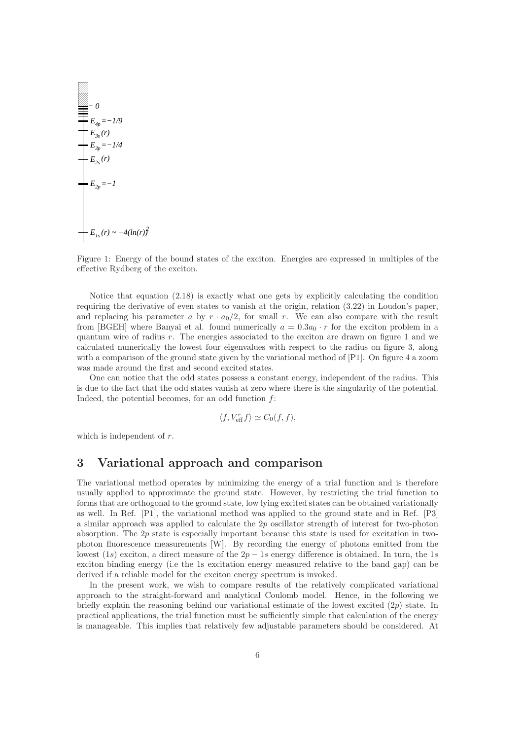Figure 1: Energy of the bound states of the exciton. Energies are expressed in multiples of the effective Rydberg of the exciton.

Notice that equation (2.18) is exactly what one gets by explicitly calculating the condition requiring the derivative of even states to vanish at the origin, relation (3.22) in Loudon's paper, and replacing his parameter $a$ by $r \cdot a_0/2$, for small $r$. We can also compare with the result from [BGEH] where Banyai et al. found numerically $a = 0.3a_0 \cdot r$ for the exciton problem in a quantum wire of radius $r$. The energies associated to the exciton are drawn on figure 1 and we calculated numerically the lowest four eigenvalues with respect to the radius on figure 3, along with a comparison of the ground state given by the variational method of [P1]. On figure 4 a zoom was made around the first and second excited states.

One can notice that the odd states possess a constant energy, independent of the radius. This is due to the fact that the odd states vanish at zero where there is the singularity of the potential. Indeed, the potential becomes, for an odd function $f$:

$$\langle f, V_{\text{eff}}^r f \rangle \simeq C_0(f, f),$$

which is independent of $r$.

# 3 Variational approach and comparison

The variational method operates by minimizing the energy of a trial function and is therefore usually applied to approximate the ground state. However, by restricting the trial function to forms that are orthogonal to the ground state, low lying excited states can be obtained variationally as well. In Ref. [P1], the variational method was applied to the ground state and in Ref. [P3] a similar approach was applied to calculate the $2p$ oscillator strength of interest for two-photon absorption. The $2p$ state is especially important because this state is used for excitation in two-photon fluorescence measurements [W]. By recording the energy of photons emitted from the lowest $(1s)$ exciton, a direct measure of the $2p - 1s$ energy difference is obtained. In turn, the $1s$ exciton binding energy (i.e the 1s excitation energy measured relative to the band gap) can be derived if a reliable model for the exciton energy spectrum is invoked.

In the present work, we wish to compare results of the relatively complicated variational approach to the straight-forward and analytical Coulomb model. Hence, in the following we briefly explain the reasoning behind our variational estimate of the lowest excited $(2p)$ state. In practical applications, the trial function must be sufficiently simple that calculation of the energy is manageable. This implies that relatively few adjustable parameters should be considered. At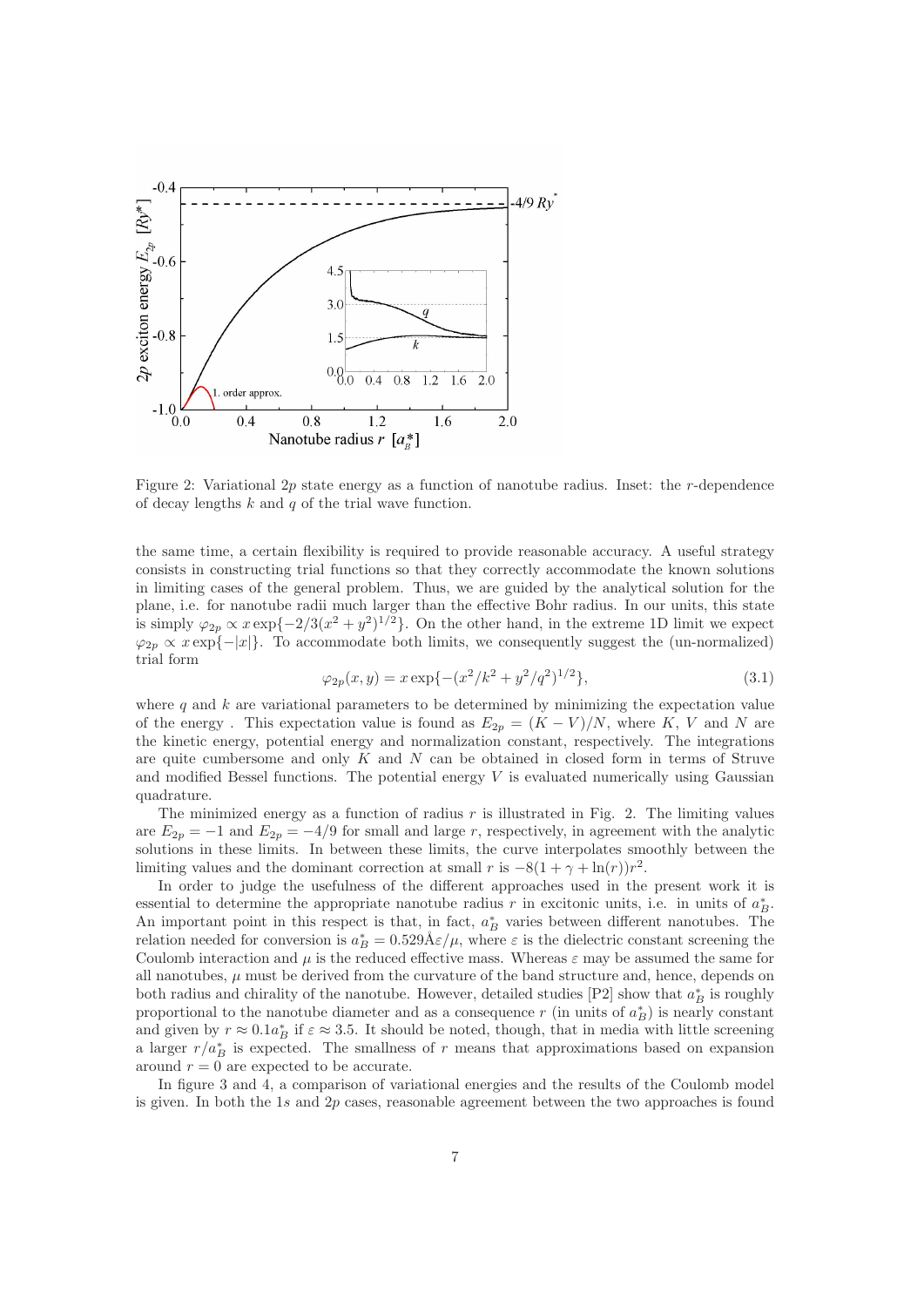Figure 2: Variational $2p$ state energy as a function of nanotube radius. Inset: the $r$-dependence of decay lengths $k$ and $q$ of the trial wave function.

the same time, a certain flexibility is required to provide reasonable accuracy. A useful strategy consists in constructing trial functions so that they correctly accommodate the known solutions in limiting cases of the general problem. Thus, we are guided by the analytical solution for the plane, i.e. for nanotube radii much larger than the effective Bohr radius. In our units, this state is simply $\varphi_{2p} \propto x \exp\{-2/3(x^2+y^2)^{1/2}\}$. On the other hand, in the extreme 1D limit we expect $\varphi_{2p} \propto x \exp\{-|x|\}$. To accommodate both limits, we consequently suggest the (un-normalized) trial form

$$\varphi_{2p}(x,y) = x \exp\{-(x^2/k^2 + y^2/q^2)^{1/2}\}, \tag{3.1}$$

where $q$ and $k$ are variational parameters to be determined by minimizing the expectation value of the energy . This expectation value is found as $E_{2p} = (K - V)/N$, where $K$, $V$ and $N$ are the kinetic energy, potential energy and normalization constant, respectively. The integrations are quite cumbersome and only $K$ and $N$ can be obtained in closed form in terms of Struve and modified Bessel functions. The potential energy $V$ is evaluated numerically using Gaussian quadrature.

The minimized energy as a function of radius $r$ is illustrated in Fig. 2. The limiting values are $E_{2p} = -1$ and $E_{2p} = -4/9$ for small and large $r$, respectively, in agreement with the analytic solutions in these limits. In between these limits, the curve interpolates smoothly between the limiting values and the dominant correction at small $r$ is $-8(1 + \gamma + \ln(r))r^2$.

In order to judge the usefulness of the different approaches used in the present work it is essential to determine the appropriate nanotube radius $r$ in excitonic units, i.e. in units of $a_B^*$. An important point in this respect is that, in fact, $a_B^*$ varies between different nanotubes. The relation needed for conversion is $a_B^* = 0.529\text{Å}\varepsilon/\mu$, where $\varepsilon$ is the dielectric constant screening the Coulomb interaction and $\mu$ is the reduced effective mass. Whereas $\varepsilon$ may be assumed the same for all nanotubes, $\mu$ must be derived from the curvature of the band structure and, hence, depends on both radius and chirality of the nanotube. However, detailed studies [P2] show that $a_B^*$ is roughly proportional to the nanotube diameter and as a consequence $r$ (in units of $a_B^*$) is nearly constant and given by $r \approx 0.1a_B^*$ if $\varepsilon \approx 3.5$. It should be noted, though, that in media with little screening a larger $r/a_B^*$ is expected. The smallness of $r$ means that approximations based on expansion around $r = 0$ are expected to be accurate.

In figure 3 and 4, a comparison of variational energies and the results of the Coulomb model is given. In both the $1s$ and $2p$ cases, reasonable agreement between the two approaches is found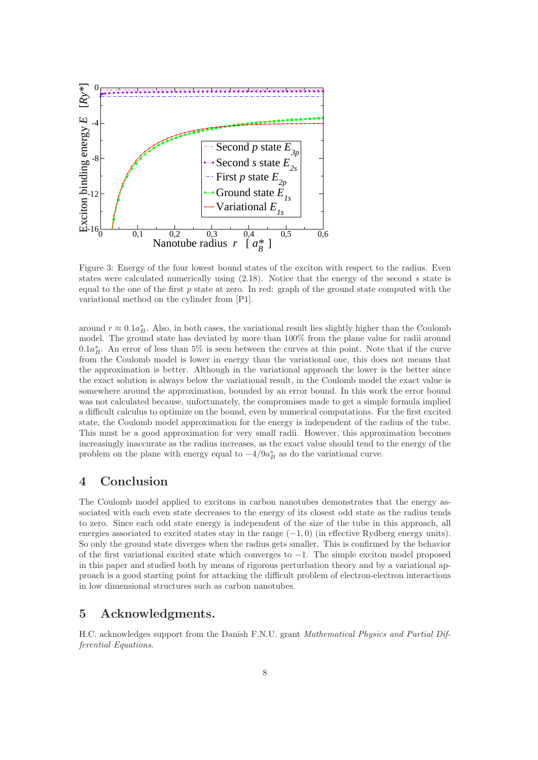Figure 3: Energy of the four lowest bound states of the exciton with respect to the radius. Even states were calculated numerically using (2.18). Notice that the energy of the second $s$ state is equal to the one of the first $p$ state at zero. In red: graph of the ground state computed with the variational method on the cylinder from [P1].

around $r \approx 0.1a_B^*$. Also, in both cases, the variational result lies slightly higher than the Coulomb model. The ground state has deviated by more than 100% from the plane value for radii around $0.1a_B^*$. An error of less than 5% is seen between the curves at this point. Note that if the curve from the Coulomb model is lower in energy than the variational one, this does not means that the approximation is better. Although in the variational approach the lower is the better since the exact solution is always below the variational result, in the Coulomb model the exact value is somewhere around the approximation, bounded by an error bound. In this work the error bound was not calculated because, unfortunately, the compromises made to get a simple formula implied a difficult calculus to optimize on the bound, even by numerical computations. For the first excited state, the Coulomb model approximation for the energy is independent of the radius of the tube. This must be a good approximation for very small radii. However, this approximation becomes increasingly inaccurate as the radius increases, as the exact value should tend to the energy of the problem on the plane with energy equal to $-4/9a_B^*$ as do the variational curve.

## 4 Conclusion

The Coulomb model applied to excitons in carbon nanotubes demonstrates that the energy associated with each even state decreases to the energy of its closest odd state as the radius tends to zero. Since each odd state energy is independent of the size of the tube in this approach, all energies associated to excited states stay in the range $(-1, 0)$ (in effective Rydberg energy units). So only the ground state diverges when the radius gets smaller. This is confirmed by the behavior of the first variational excited state which converges to $-1$. The simple exciton model proposed in this paper and studied both by means of rigorous perturbation theory and by a variational approach is a good starting point for attacking the difficult problem of electron-electron interactions in low dimensional structures such as carbon nanotubes.

## 5 Acknowledgments.

H.C. acknowledges support from the Danish F.N.U. grant *Mathematical Physics and Partial Differential Equations*.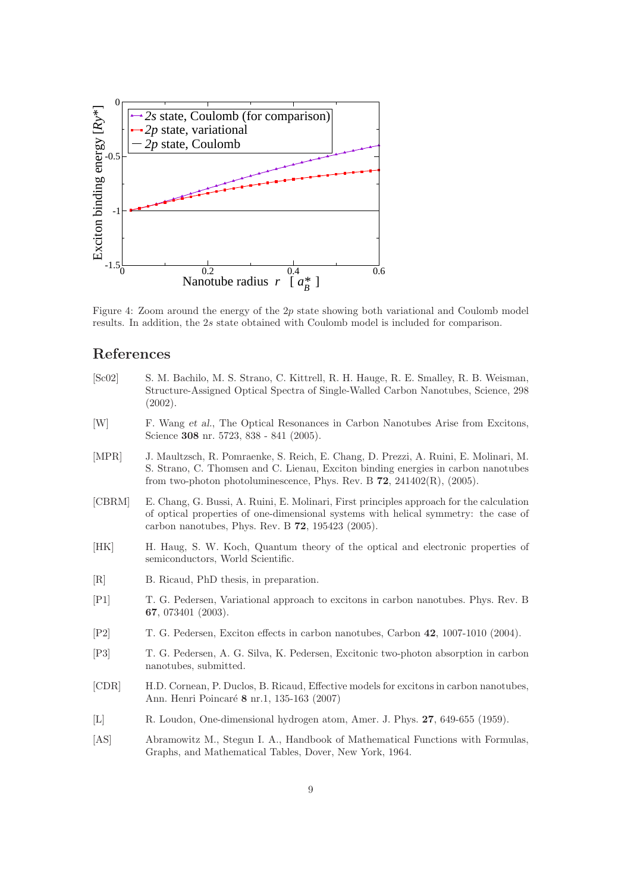Figure 4: Zoom around the energy of the $2p$ state showing both variational and Coulomb model results. In addition, the $2s$ state obtained with Coulomb model is included for comparison.

## References

[Sc02] S. M. Bachilo, M. S. Strano, C. Kittrell, R. H. Hauge, R. E. Smalley, R. B. Weisman, Structure-Assigned Optical Spectra of Single-Walled Carbon Nanotubes, Science, 298 (2002).

[W] F. Wang *et al.*, The Optical Resonances in Carbon Nanotubes Arise from Excitons, Science **308** nr. 5723, 838 - 841 (2005).

[MPR] J. Maultzsch, R. Pomraenke, S. Reich, E. Chang, D. Prezzi, A. Ruini, E. Molinari, M. S. Strano, C. Thomsen and C. Lienau, Exciton binding energies in carbon nanotubes from two-photon photoluminescence, Phys. Rev. B **72**, 241402(R), (2005).

[CBRM] E. Chang, G. Bussi, A. Ruini, E. Molinari, First principles approach for the calculation of optical properties of one-dimensional systems with helical symmetry: the case of carbon nanotubes, Phys. Rev. B **72**, 195423 (2005).

[HK] H. Haug, S. W. Koch, Quantum theory of the optical and electronic properties of semiconductors, World Scientific.

[R] B. Ricaud, PhD thesis, in preparation.

[P1] T. G. Pedersen, Variational approach to excitons in carbon nanotubes. Phys. Rev. B **67**, 073401 (2003).

[P2] T. G. Pedersen, Exciton effects in carbon nanotubes, Carbon **42**, 1007-1010 (2004).

[P3] T. G. Pedersen, A. G. Silva, K. Pedersen, Excitonic two-photon absorption in carbon nanotubes, submitted.

[CDR] H.D. Cornean, P. Duclos, B. Ricaud, Effective models for excitons in carbon nanotubes, Ann. Henri Poincaré **8** nr.1, 135-163 (2007)

[L] R. Loudon, One-dimensional hydrogen atom, Amer. J. Phys. **27**, 649-655 (1959).

[AS] Abramowitz M., Stegun I. A., Handbook of Mathematical Functions with Formulas, Graphs, and Mathematical Tables, Dover, New York, 1964.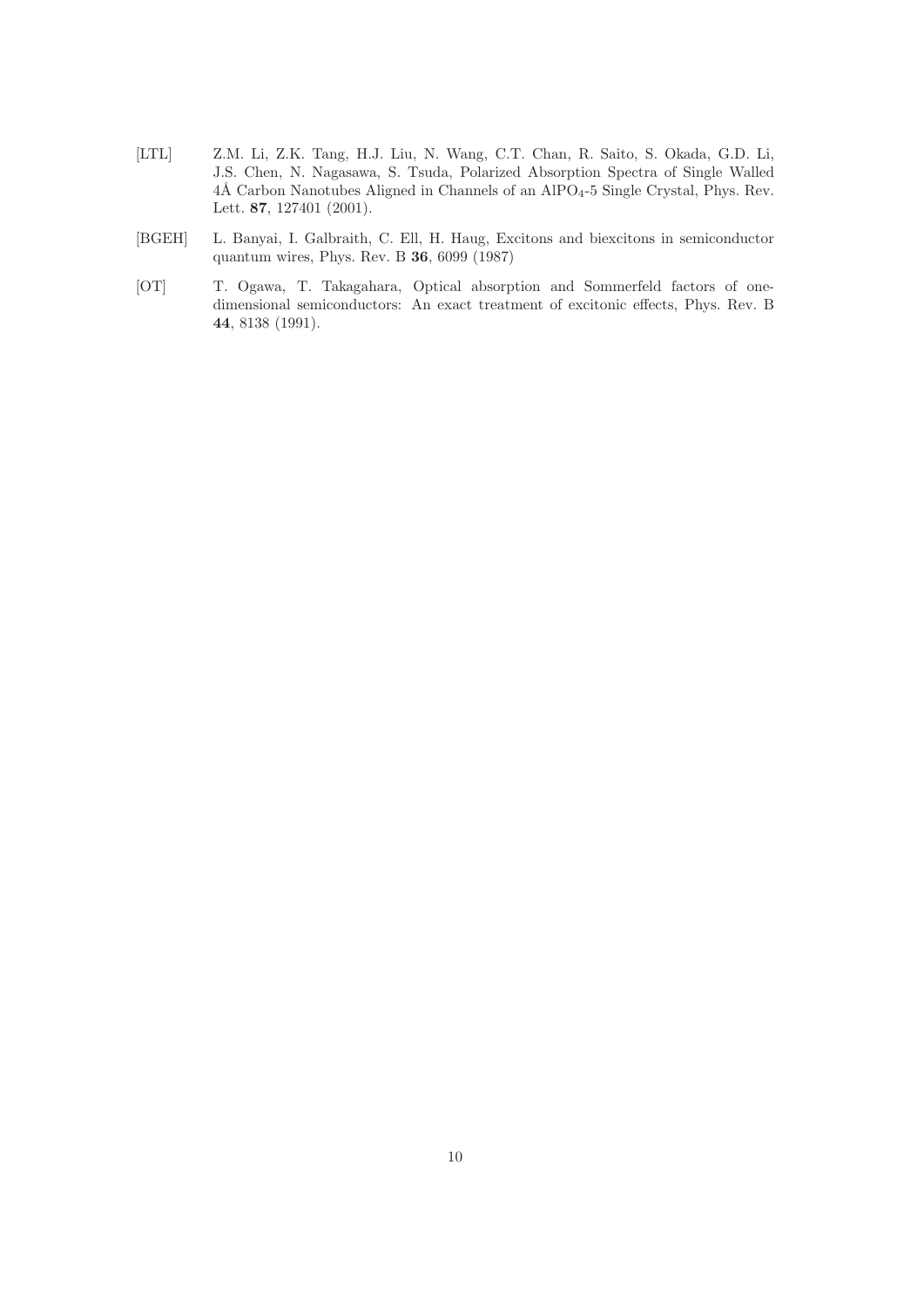[LTL] Z.M. Li, Z.K. Tang, H.J. Liu, N. Wang, C.T. Chan, R. Saito, S. Okada, G.D. Li, J.S. Chen, N. Nagasawa, S. Tsuda, Polarized Absorption Spectra of Single Walled 4Å Carbon Nanotubes Aligned in Channels of an $AlPO_4$-5 Single Crystal, Phys. Rev. Lett. **87**, 127401 (2001).

[BGEH] L. Banyai, I. Galbraith, C. Ell, H. Haug, Excitons and biexcitons in semiconductor quantum wires, Phys. Rev. B **36**, 6099 (1987)

[OT] T. Ogawa, T. Takagahara, Optical absorption and Sommerfeld factors of one-dimensional semiconductors: An exact treatment of excitonic effects, Phys. Rev. B **44**, 8138 (1991).